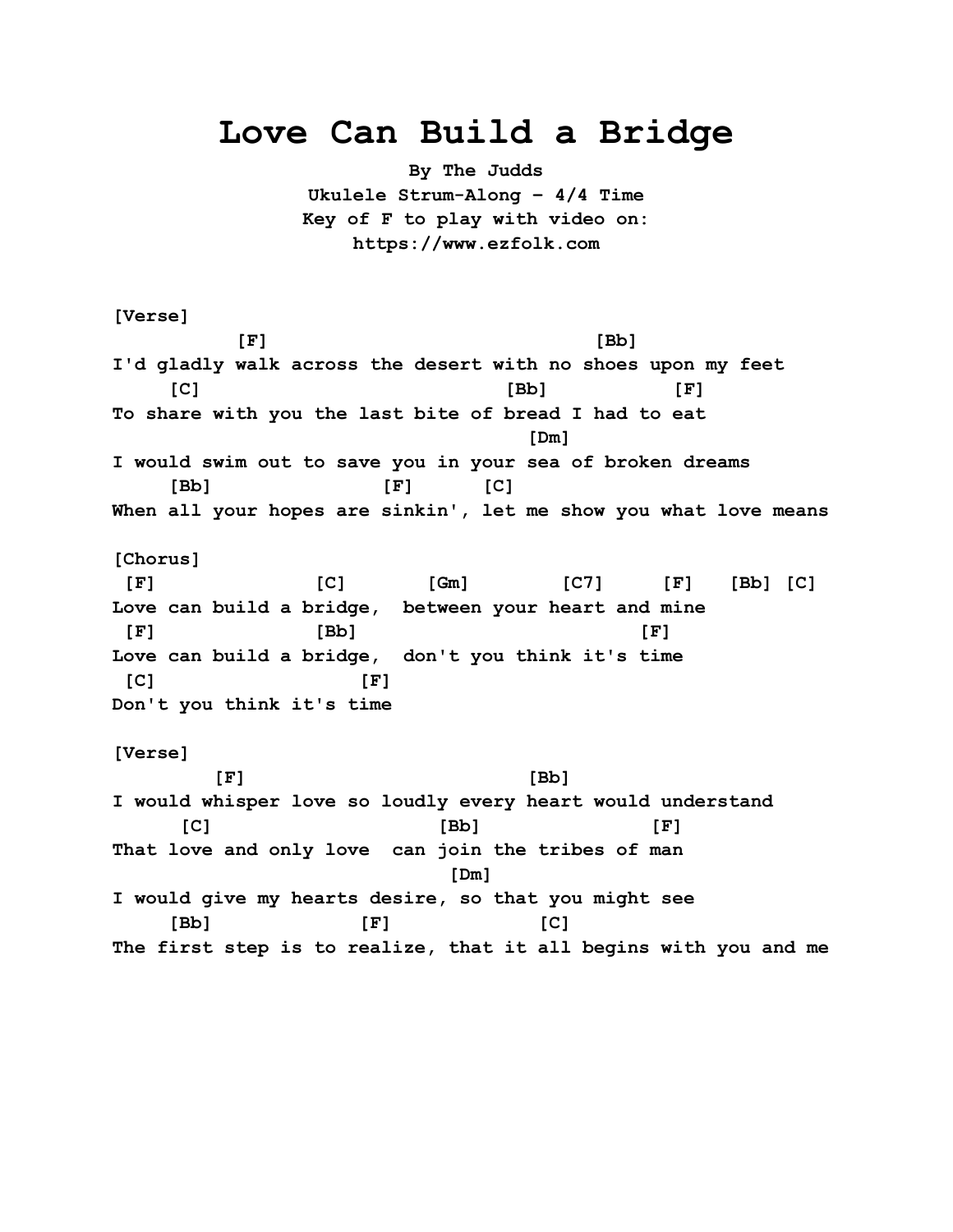# Love Can Build a Bridge

**By The Judds**
**Ukulele Strum-Along - 4/4 Time**
**Key of F to play with video on:**
**https://www.ezfolk.com**

```
[Verse]
          [F]                             [Bb]
I'd gladly walk across the desert with no shoes upon my feet
     [C]                          [Bb]          [F]
To share with you the last bite of bread I had to eat
                                    [Dm]
I would swim out to save you in your sea of broken dreams
     [Bb]              [F]      [C]
When all your hopes are sinkin', let me show you what love means

[Chorus]
 [F]             [C]       [Gm]        [C7]     [F]   [Bb] [C]
Love can build a bridge,  between your heart and mine
 [F]             [Bb]                        [F]
Love can build a bridge,  don't you think it's time
 [C]                [F]
Don't you think it's time

[Verse]
        [F]                         [Bb]
I would whisper love so loudly every heart would understand
      [C]                    [Bb]              [F]
That love and only love  can join the tribes of man
                              [Dm]
I would give my hearts desire, so that you might see
     [Bb]             [F]            [C]
The first step is to realize, that it all begins with you and me
```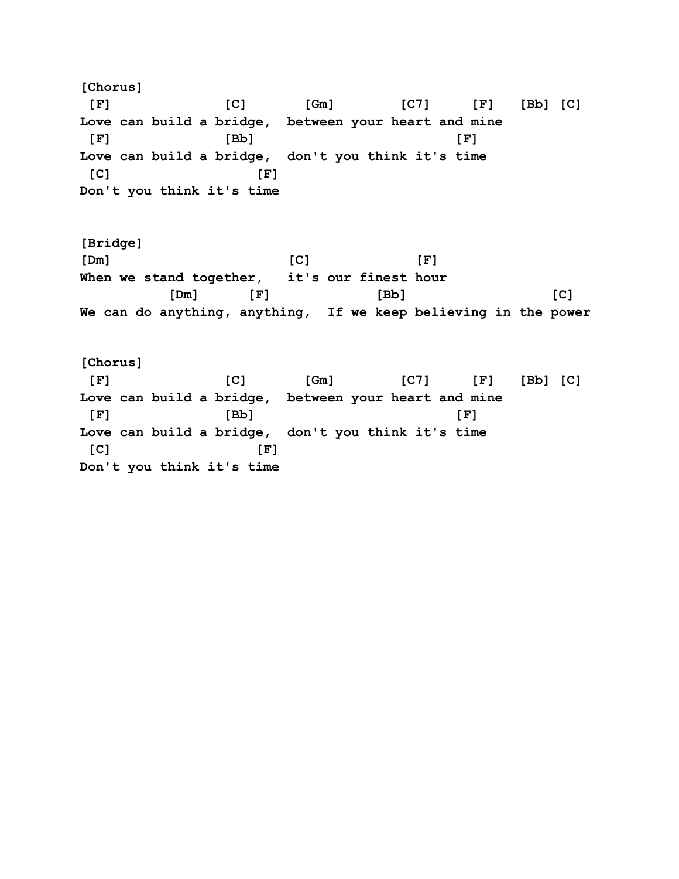```
[Chorus]
 [F]              [C]       [Gm]        [C7]     [F]   [Bb] [C]
Love can build a bridge,  between your heart and mine
 [F]              [Bb]                          [F]
Love can build a bridge,  don't you think it's time
 [C]                  [F]
Don't you think it's time


[Bridge]
[Dm]                        [C]             [F]
When we stand together,   it's our finest hour
           [Dm]       [F]             [Bb]                  [C]
We can do anything, anything,  If we keep believing in the power


[Chorus]
 [F]              [C]       [Gm]        [C7]     [F]   [Bb] [C]
Love can build a bridge,  between your heart and mine
 [F]              [Bb]                          [F]
Love can build a bridge,  don't you think it's time
 [C]                  [F]
Don't you think it's time
```